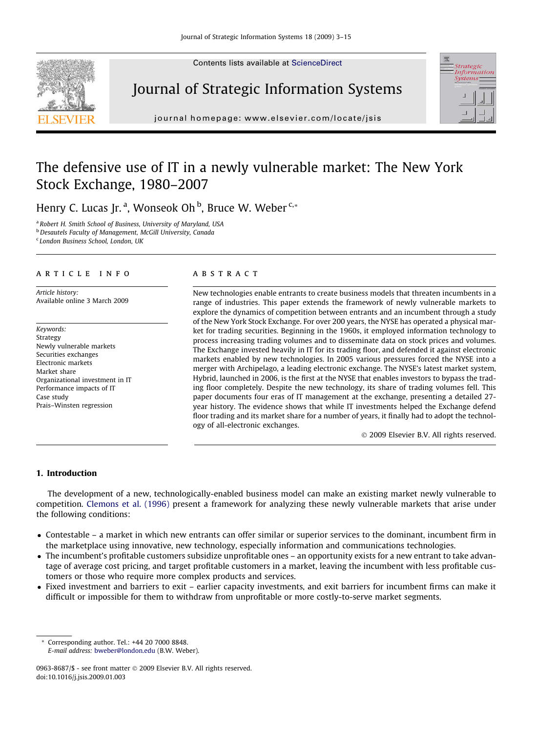# The defensive use of IT in a newly vulnerable market: The New York Stock Exchange, 1980–2007

Henry C. Lucas Jr. [a], Wonseok Oh [b], Bruce W. Weber [c,*]

[a] Robert H. Smith School of Business, University of Maryland, USA
[b] Desautels Faculty of Management, McGill University, Canada
[c] London Business School, London, UK

**ARTICLE INFO**

*Article history:*
Available online 3 March 2009

*Keywords:*
Strategy
Newly vulnerable markets
Securities exchanges
Electronic markets
Market share
Organizational investment in IT
Performance impacts of IT
Case study
Prais–Winsten regression

**ABSTRACT**

New technologies enable entrants to create business models that threaten incumbents in a range of industries. This paper extends the framework of newly vulnerable markets to explore the dynamics of competition between entrants and an incumbent through a study of the New York Stock Exchange. For over 200 years, the NYSE has operated a physical market for trading securities. Beginning in the 1960s, it employed information technology to process increasing trading volumes and to disseminate data on stock prices and volumes. The Exchange invested heavily in IT for its trading floor, and defended it against electronic markets enabled by new technologies. In 2005 various pressures forced the NYSE into a merger with Archipelago, a leading electronic exchange. The NYSE's latest market system, Hybrid, launched in 2006, is the first at the NYSE that enables investors to bypass the trading floor completely. Despite the new technology, its share of trading volumes fell. This paper documents four eras of IT management at the exchange, presenting a detailed 27-year history. The evidence shows that while IT investments helped the Exchange defend floor trading and its market share for a number of years, it finally had to adopt the technology of all-electronic exchanges.

© 2009 Elsevier B.V. All rights reserved.

## 1. Introduction

The development of a new, technologically-enabled business model can make an existing market newly vulnerable to competition. Clemons et al. (1996) present a framework for analyzing these newly vulnerable markets that arise under the following conditions:

- Contestable – a market in which new entrants can offer similar or superior services to the dominant, incumbent firm in the marketplace using innovative, new technology, especially information and communications technologies.
- The incumbent's profitable customers subsidize unprofitable ones – an opportunity exists for a new entrant to take advantage of average cost pricing, and target profitable customers in a market, leaving the incumbent with less profitable customers or those who require more complex products and services.
- Fixed investment and barriers to exit – earlier capacity investments, and exit barriers for incumbent firms can make it difficult or impossible for them to withdraw from unprofitable or more costly-to-serve market segments.

\* Corresponding author. Tel.: +44 20 7000 8848.
*E-mail address:* bweber@london.edu (B.W. Weber).

0963-8687/$ - see front matter © 2009 Elsevier B.V. All rights reserved.
doi:10.1016/j.jsis.2009.01.003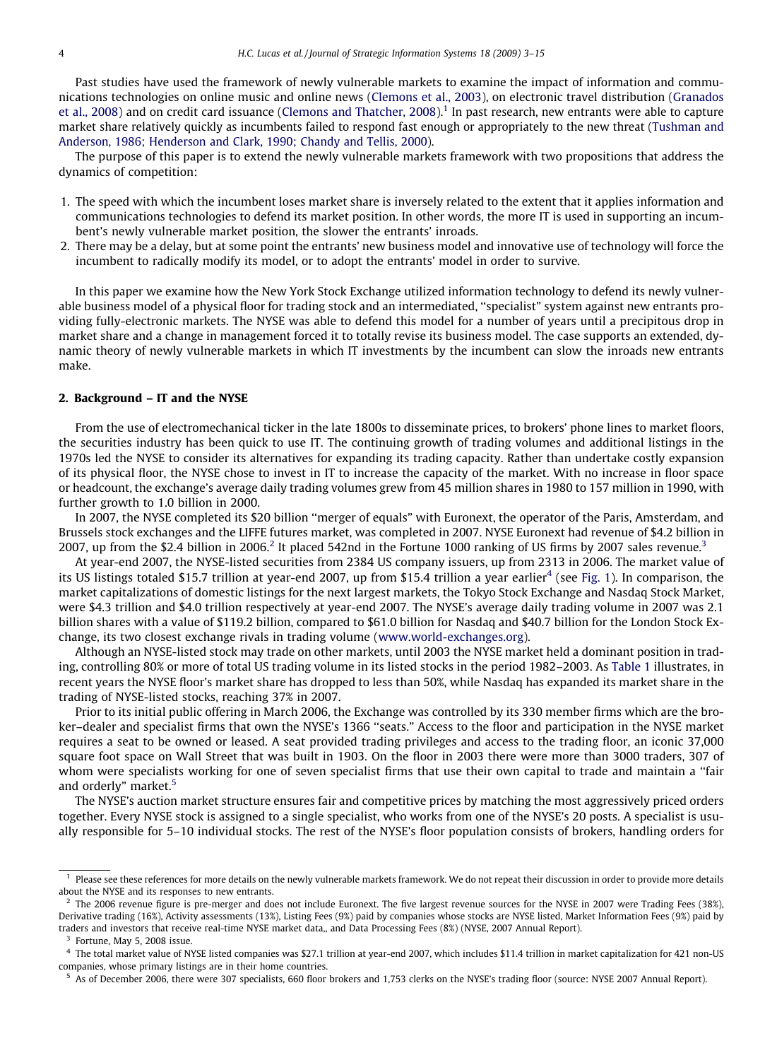Past studies have used the framework of newly vulnerable markets to examine the impact of information and communications technologies on online music and online news (Clemons et al., 2003), on electronic travel distribution (Granados et al., 2008) and on credit card issuance (Clemons and Thatcher, 2008).[1] In past research, new entrants were able to capture market share relatively quickly as incumbents failed to respond fast enough or appropriately to the new threat (Tushman and Anderson, 1986; Henderson and Clark, 1990; Chandy and Tellis, 2000).

The purpose of this paper is to extend the newly vulnerable markets framework with two propositions that address the dynamics of competition:

1. The speed with which the incumbent loses market share is inversely related to the extent that it applies information and communications technologies to defend its market position. In other words, the more IT is used in supporting an incumbent's newly vulnerable market position, the slower the entrants' inroads.
2. There may be a delay, but at some point the entrants' new business model and innovative use of technology will force the incumbent to radically modify its model, or to adopt the entrants' model in order to survive.

In this paper we examine how the New York Stock Exchange utilized information technology to defend its newly vulnerable business model of a physical floor for trading stock and an intermediated, "specialist" system against new entrants providing fully-electronic markets. The NYSE was able to defend this model for a number of years until a precipitous drop in market share and a change in management forced it to totally revise its business model. The case supports an extended, dynamic theory of newly vulnerable markets in which IT investments by the incumbent can slow the inroads new entrants make.

## 2. Background – IT and the NYSE

From the use of electromechanical ticker in the late 1800s to disseminate prices, to brokers' phone lines to market floors, the securities industry has been quick to use IT. The continuing growth of trading volumes and additional listings in the 1970s led the NYSE to consider its alternatives for expanding its trading capacity. Rather than undertake costly expansion of its physical floor, the NYSE chose to invest in IT to increase the capacity of the market. With no increase in floor space or headcount, the exchange's average daily trading volumes grew from 45 million shares in 1980 to 157 million in 1990, with further growth to 1.0 billion in 2000.

In 2007, the NYSE completed its $20 billion "merger of equals" with Euronext, the operator of the Paris, Amsterdam, and Brussels stock exchanges and the LIFFE futures market, was completed in 2007. NYSE Euronext had revenue of $4.2 billion in 2007, up from the $2.4 billion in 2006.[2] It placed 542nd in the Fortune 1000 ranking of US firms by 2007 sales revenue.[3]

At year-end 2007, the NYSE-listed securities from 2384 US company issuers, up from 2313 in 2006. The market value of its US listings totaled $15.7 trillion at year-end 2007, up from $15.4 trillion a year earlier[4] (see Fig. 1). In comparison, the market capitalizations of domestic listings for the next largest markets, the Tokyo Stock Exchange and Nasdaq Stock Market, were $4.3 trillion and $4.0 trillion respectively at year-end 2007. The NYSE's average daily trading volume in 2007 was 2.1 billion shares with a value of $119.2 billion, compared to $61.0 billion for Nasdaq and $40.7 billion for the London Stock Exchange, its two closest exchange rivals in trading volume (www.world-exchanges.org).

Although an NYSE-listed stock may trade on other markets, until 2003 the NYSE market held a dominant position in trading, controlling 80% or more of total US trading volume in its listed stocks in the period 1982–2003. As Table 1 illustrates, in recent years the NYSE floor's market share has dropped to less than 50%, while Nasdaq has expanded its market share in the trading of NYSE-listed stocks, reaching 37% in 2007.

Prior to its initial public offering in March 2006, the Exchange was controlled by its 330 member firms which are the broker–dealer and specialist firms that own the NYSE's 1366 "seats." Access to the floor and participation in the NYSE market requires a seat to be owned or leased. A seat provided trading privileges and access to the trading floor, an iconic 37,000 square foot space on Wall Street that was built in 1903. On the floor in 2003 there were more than 3000 traders, 307 of whom were specialists working for one of seven specialist firms that use their own capital to trade and maintain a "fair and orderly" market.[5]

The NYSE's auction market structure ensures fair and competitive prices by matching the most aggressively priced orders together. Every NYSE stock is assigned to a single specialist, who works from one of the NYSE's 20 posts. A specialist is usually responsible for 5–10 individual stocks. The rest of the NYSE's floor population consists of brokers, handling orders for

---

[1] Please see these references for more details on the newly vulnerable markets framework. We do not repeat their discussion in order to provide more details about the NYSE and its responses to new entrants.

[2] The 2006 revenue figure is pre-merger and does not include Euronext. The five largest revenue sources for the NYSE in 2007 were Trading Fees (38%), Derivative trading (16%), Activity assessments (13%), Listing Fees (9%) paid by companies whose stocks are NYSE listed, Market Information Fees (9%) paid by traders and investors that receive real-time NYSE market data,, and Data Processing Fees (8%) (NYSE, 2007 Annual Report).

[3] Fortune, May 5, 2008 issue.

[4] The total market value of NYSE listed companies was $27.1 trillion at year-end 2007, which includes $11.4 trillion in market capitalization for 421 non-US companies, whose primary listings are in their home countries.

[5] As of December 2006, there were 307 specialists, 660 floor brokers and 1,753 clerks on the NYSE's trading floor (source: NYSE 2007 Annual Report).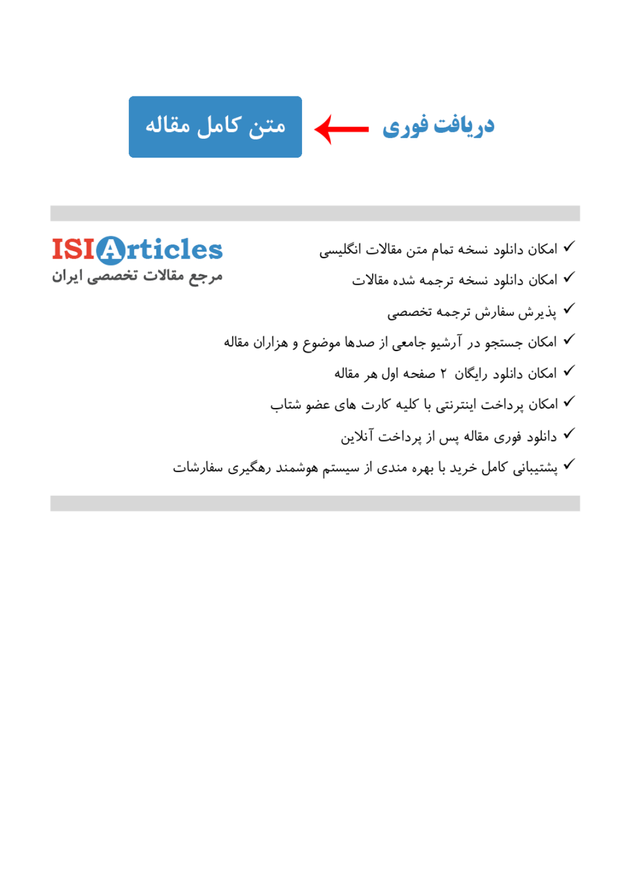دریافت فوری ← **متن کامل مقاله**

**ISIArticles**
مرجع مقالات تخصصی ایران

- ✓ امکان دانلود نسخه تمام متن مقالات انگلیسی
- ✓ امکان دانلود نسخه ترجمه شده مقالات
- ✓ پذیرش سفارش ترجمه تخصصی
- ✓ امکان جستجو در آرشیو جامعی از صدها موضوع و هزاران مقاله
- ✓ امکان دانلود رایگان ۲ صفحه اول هر مقاله
- ✓ امکان پرداخت اینترنتی با کلیه کارت های عضو شتاب
- ✓ دانلود فوری مقاله پس از پرداخت آنلاین
- ✓ پشتیبانی کامل خرید با بهره مندی از سیستم هوشمند رهگیری سفارشات